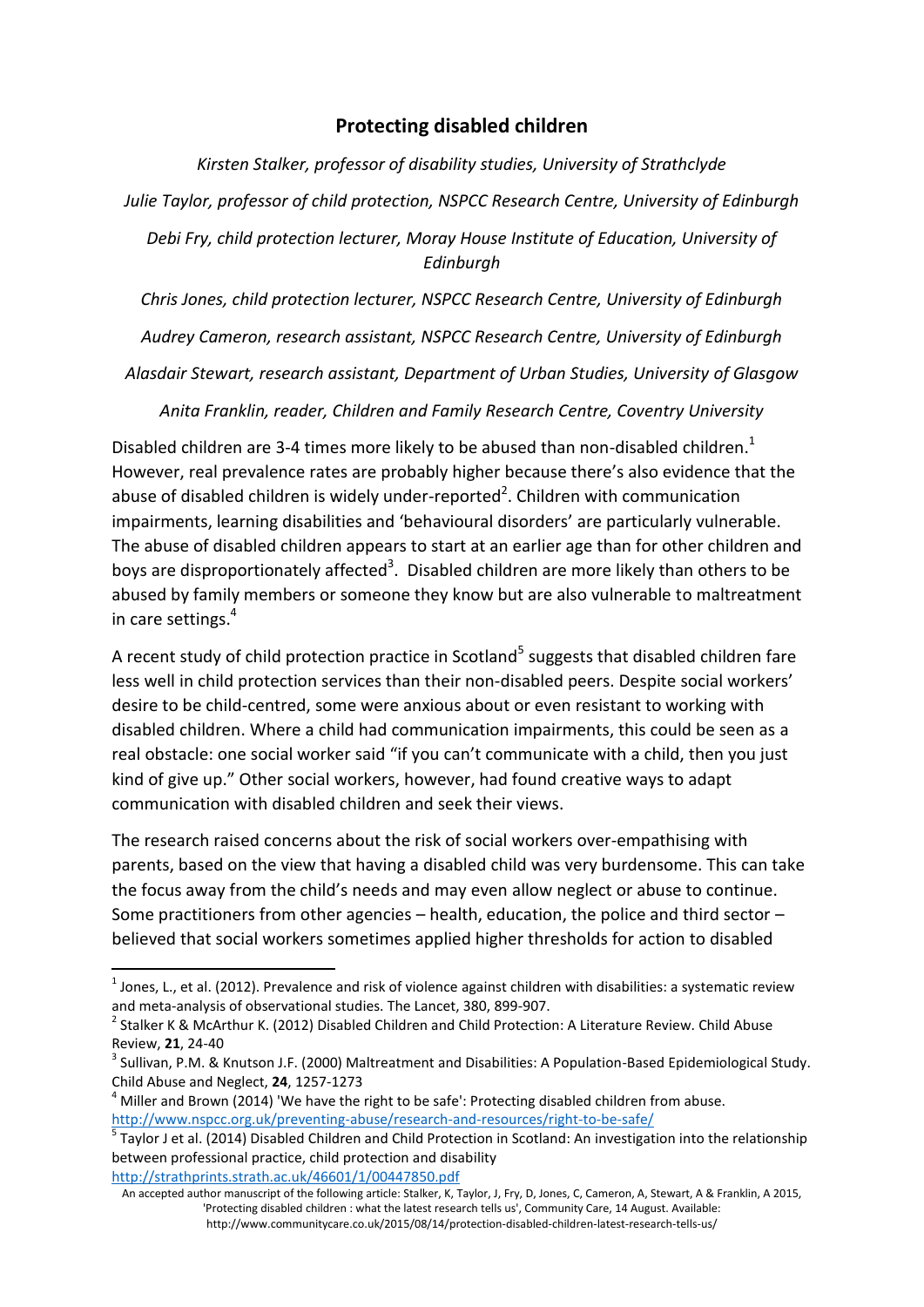# Protecting disabled children

*Kirsten Stalker, professor of disability studies, University of Strathclyde*

*Julie Taylor, professor of child protection, NSPCC Research Centre, University of Edinburgh*

*Debi Fry, child protection lecturer, Moray House Institute of Education, University of Edinburgh*

*Chris Jones, child protection lecturer, NSPCC Research Centre, University of Edinburgh*

*Audrey Cameron, research assistant, NSPCC Research Centre, University of Edinburgh*

*Alasdair Stewart, research assistant, Department of Urban Studies, University of Glasgow*

*Anita Franklin, reader, Children and Family Research Centre, Coventry University*

Disabled children are 3-4 times more likely to be abused than non-disabled children.[1] However, real prevalence rates are probably higher because there's also evidence that the abuse of disabled children is widely under-reported[2]. Children with communication impairments, learning disabilities and 'behavioural disorders' are particularly vulnerable. The abuse of disabled children appears to start at an earlier age than for other children and boys are disproportionately affected[3]. Disabled children are more likely than others to be abused by family members or someone they know but are also vulnerable to maltreatment in care settings.[4]

A recent study of child protection practice in Scotland[5] suggests that disabled children fare less well in child protection services than their non-disabled peers. Despite social workers' desire to be child-centred, some were anxious about or even resistant to working with disabled children. Where a child had communication impairments, this could be seen as a real obstacle: one social worker said "if you can't communicate with a child, then you just kind of give up." Other social workers, however, had found creative ways to adapt communication with disabled children and seek their views.

The research raised concerns about the risk of social workers over-empathising with parents, based on the view that having a disabled child was very burdensome. This can take the focus away from the child's needs and may even allow neglect or abuse to continue. Some practitioners from other agencies – health, education, the police and third sector – believed that social workers sometimes applied higher thresholds for action to disabled

---

[1] Jones, L., et al. (2012). Prevalence and risk of violence against children with disabilities: a systematic review and meta-analysis of observational studies. The Lancet, 380, 899-907.

[2] Stalker K & McArthur K. (2012) Disabled Children and Child Protection: A Literature Review. Child Abuse Review, **21**, 24-40

[3] Sullivan, P.M. & Knutson J.F. (2000) Maltreatment and Disabilities: A Population-Based Epidemiological Study. Child Abuse and Neglect, **24**, 1257-1273

[4] Miller and Brown (2014) 'We have the right to be safe': Protecting disabled children from abuse. http://www.nspcc.org.uk/preventing-abuse/research-and-resources/right-to-be-safe/

[5] Taylor J et al. (2014) Disabled Children and Child Protection in Scotland: An investigation into the relationship between professional practice, child protection and disability http://strathprints.strath.ac.uk/46601/1/00447850.pdf

An accepted author manuscript of the following article: Stalker, K, Taylor, J, Fry, D, Jones, C, Cameron, A, Stewart, A & Franklin, A 2015, 'Protecting disabled children : what the latest research tells us', Community Care, 14 August. Available: http://www.communitycare.co.uk/2015/08/14/protection-disabled-children-latest-research-tells-us/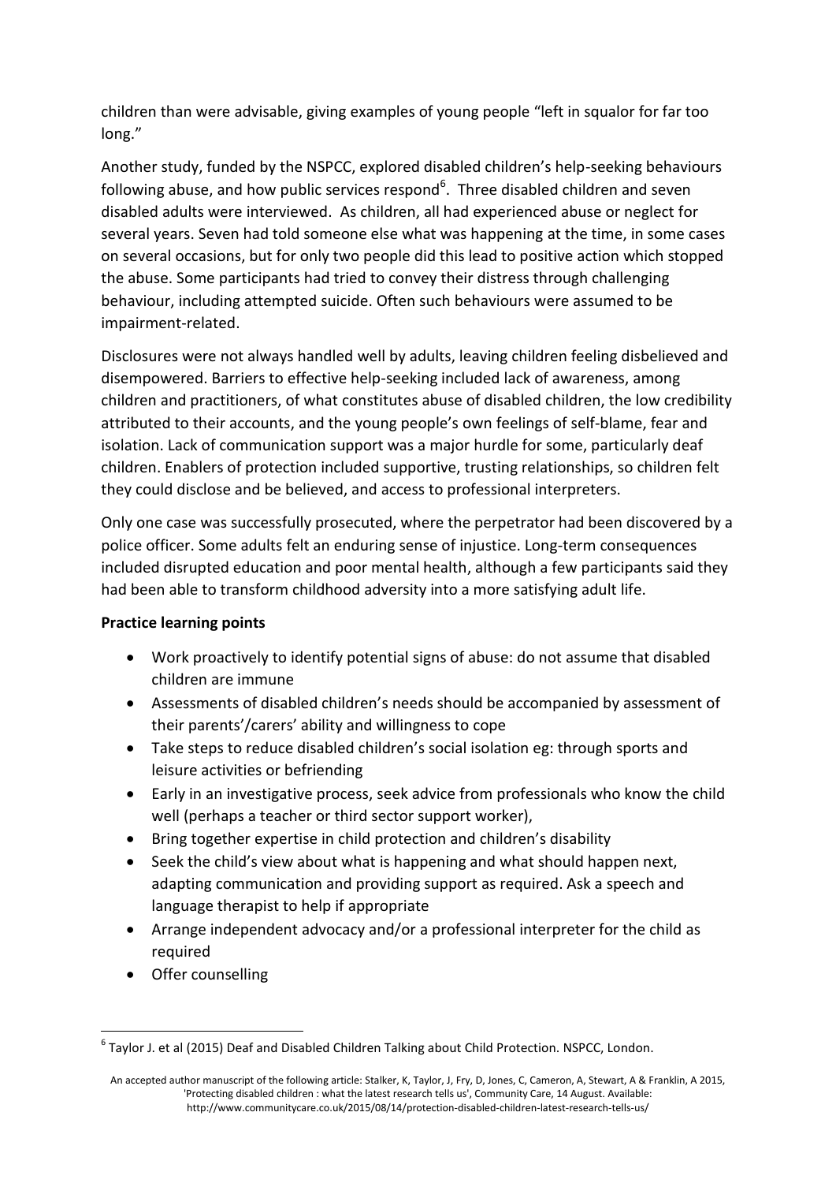children than were advisable, giving examples of young people "left in squalor for far too long."

Another study, funded by the NSPCC, explored disabled children's help-seeking behaviours following abuse, and how public services respond[6]. Three disabled children and seven disabled adults were interviewed. As children, all had experienced abuse or neglect for several years. Seven had told someone else what was happening at the time, in some cases on several occasions, but for only two people did this lead to positive action which stopped the abuse. Some participants had tried to convey their distress through challenging behaviour, including attempted suicide. Often such behaviours were assumed to be impairment-related.

Disclosures were not always handled well by adults, leaving children feeling disbelieved and disempowered. Barriers to effective help-seeking included lack of awareness, among children and practitioners, of what constitutes abuse of disabled children, the low credibility attributed to their accounts, and the young people's own feelings of self-blame, fear and isolation. Lack of communication support was a major hurdle for some, particularly deaf children. Enablers of protection included supportive, trusting relationships, so children felt they could disclose and be believed, and access to professional interpreters.

Only one case was successfully prosecuted, where the perpetrator had been discovered by a police officer. Some adults felt an enduring sense of injustice. Long-term consequences included disrupted education and poor mental health, although a few participants said they had been able to transform childhood adversity into a more satisfying adult life.

**Practice learning points**

- Work proactively to identify potential signs of abuse: do not assume that disabled children are immune
- Assessments of disabled children's needs should be accompanied by assessment of their parents'/carers' ability and willingness to cope
- Take steps to reduce disabled children's social isolation eg: through sports and leisure activities or befriending
- Early in an investigative process, seek advice from professionals who know the child well (perhaps a teacher or third sector support worker),
- Bring together expertise in child protection and children's disability
- Seek the child's view about what is happening and what should happen next, adapting communication and providing support as required. Ask a speech and language therapist to help if appropriate
- Arrange independent advocacy and/or a professional interpreter for the child as required
- Offer counselling

[6] Taylor J. et al (2015) Deaf and Disabled Children Talking about Child Protection. NSPCC, London.

An accepted author manuscript of the following article: Stalker, K, Taylor, J, Fry, D, Jones, C, Cameron, A, Stewart, A & Franklin, A 2015, 'Protecting disabled children : what the latest research tells us', Community Care, 14 August. Available: http://www.communitycare.co.uk/2015/08/14/protection-disabled-children-latest-research-tells-us/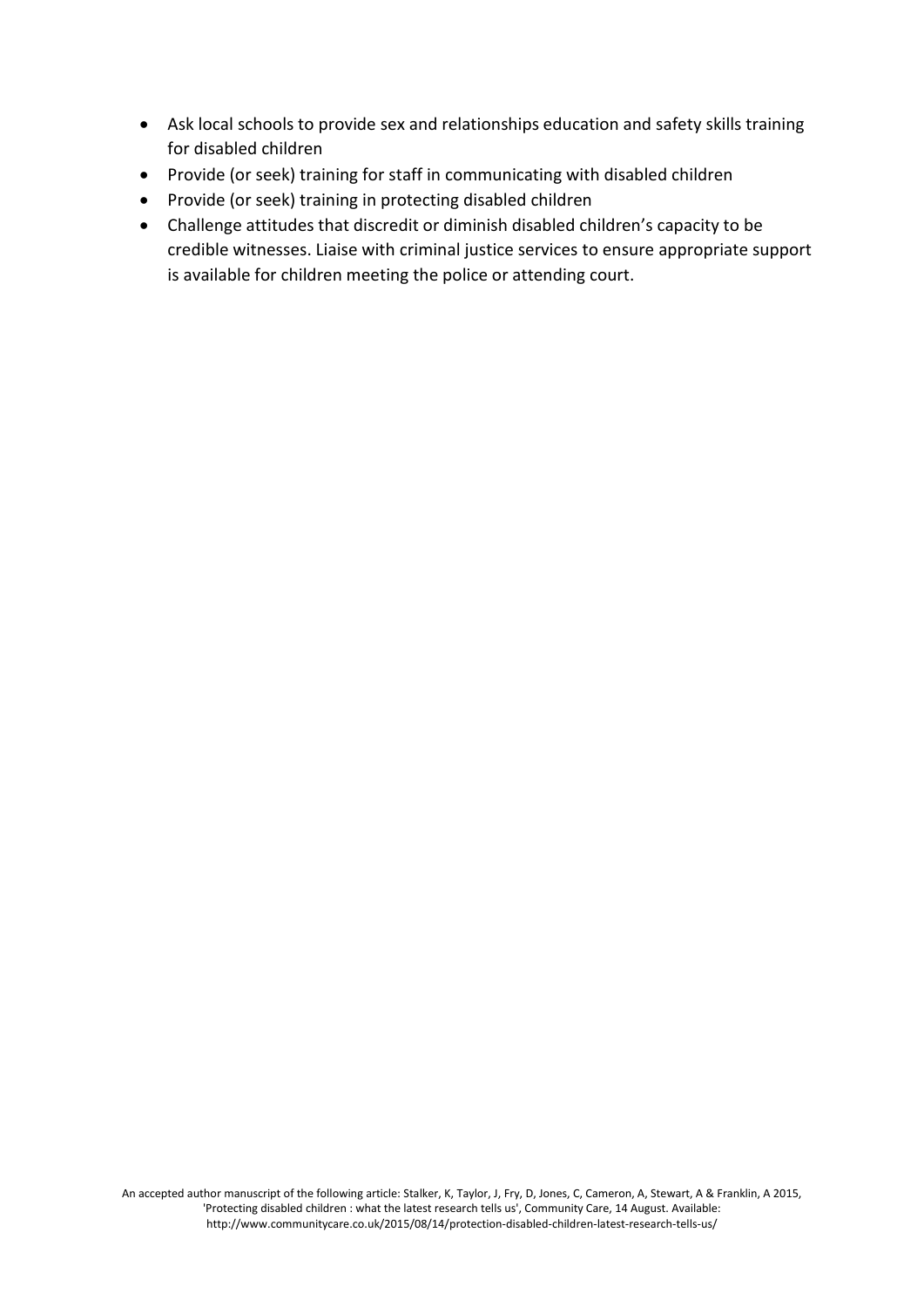- Ask local schools to provide sex and relationships education and safety skills training for disabled children
- Provide (or seek) training for staff in communicating with disabled children
- Provide (or seek) training in protecting disabled children
- Challenge attitudes that discredit or diminish disabled children's capacity to be credible witnesses. Liaise with criminal justice services to ensure appropriate support is available for children meeting the police or attending court.